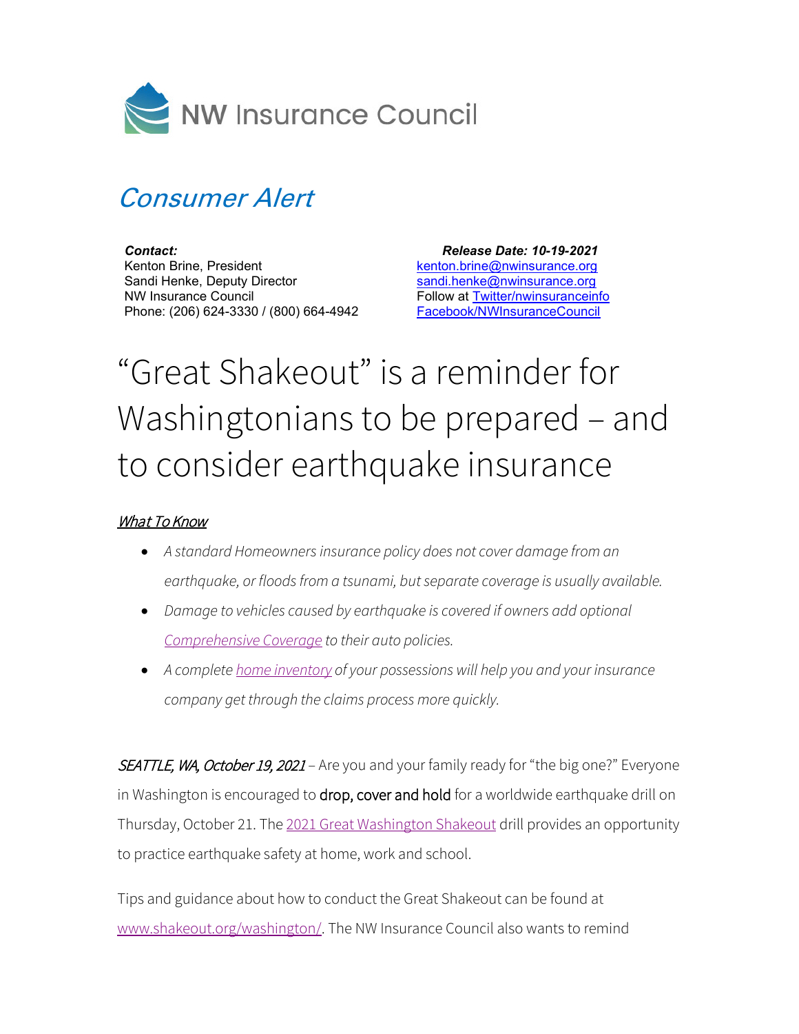NW Insurance Council

## *Consumer Alert*

***Contact:***
Kenton Brine, President
Sandi Henke, Deputy Director
NW Insurance Council
Phone: (206) 624-3330 / (800) 664-4942

***Release Date: 10-19-2021***
kenton.brine@nwinsurance.org
sandi.henke@nwinsurance.org
Follow at Twitter/nwinsuranceinfo
Facebook/NWInsuranceCouncil

# "Great Shakeout" is a reminder for Washingtonians to be prepared – and to consider earthquake insurance

***What To Know***

- *A standard Homeowners insurance policy does not cover damage from an earthquake, or floods from a tsunami, but separate coverage is usually available.*
- *Damage to vehicles caused by earthquake is covered if owners add optional Comprehensive Coverage to their auto policies.*
- *A complete home inventory of your possessions will help you and your insurance company get through the claims process more quickly.*

*SEATTLE, WA, October 19, 2021* – Are you and your family ready for "the big one?" Everyone in Washington is encouraged to **drop, cover and hold** for a worldwide earthquake drill on Thursday, October 21. The 2021 Great Washington Shakeout drill provides an opportunity to practice earthquake safety at home, work and school.

Tips and guidance about how to conduct the Great Shakeout can be found at www.shakeout.org/washington/. The NW Insurance Council also wants to remind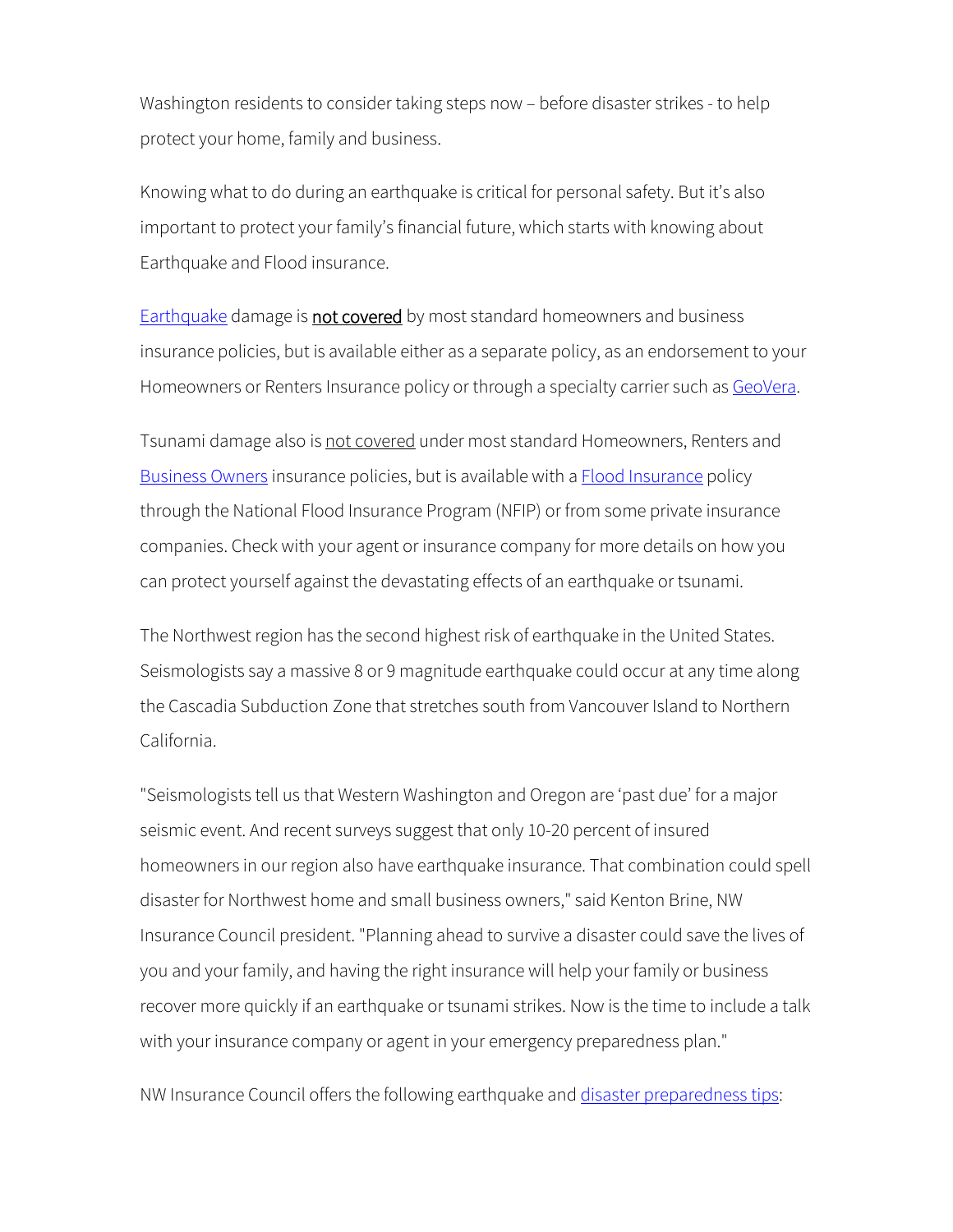Washington residents to consider taking steps now – before disaster strikes - to help protect your home, family and business.

Knowing what to do during an earthquake is critical for personal safety. But it's also important to protect your family's financial future, which starts with knowing about Earthquake and Flood insurance.

Earthquake damage is **not covered** by most standard homeowners and business insurance policies, but is available either as a separate policy, as an endorsement to your Homeowners or Renters Insurance policy or through a specialty carrier such as GeoVera.

Tsunami damage also is not covered under most standard Homeowners, Renters and Business Owners insurance policies, but is available with a Flood Insurance policy through the National Flood Insurance Program (NFIP) or from some private insurance companies. Check with your agent or insurance company for more details on how you can protect yourself against the devastating effects of an earthquake or tsunami.

The Northwest region has the second highest risk of earthquake in the United States. Seismologists say a massive 8 or 9 magnitude earthquake could occur at any time along the Cascadia Subduction Zone that stretches south from Vancouver Island to Northern California.

"Seismologists tell us that Western Washington and Oregon are 'past due' for a major seismic event. And recent surveys suggest that only 10-20 percent of insured homeowners in our region also have earthquake insurance. That combination could spell disaster for Northwest home and small business owners," said Kenton Brine, NW Insurance Council president. "Planning ahead to survive a disaster could save the lives of you and your family, and having the right insurance will help your family or business recover more quickly if an earthquake or tsunami strikes. Now is the time to include a talk with your insurance company or agent in your emergency preparedness plan."

NW Insurance Council offers the following earthquake and disaster preparedness tips: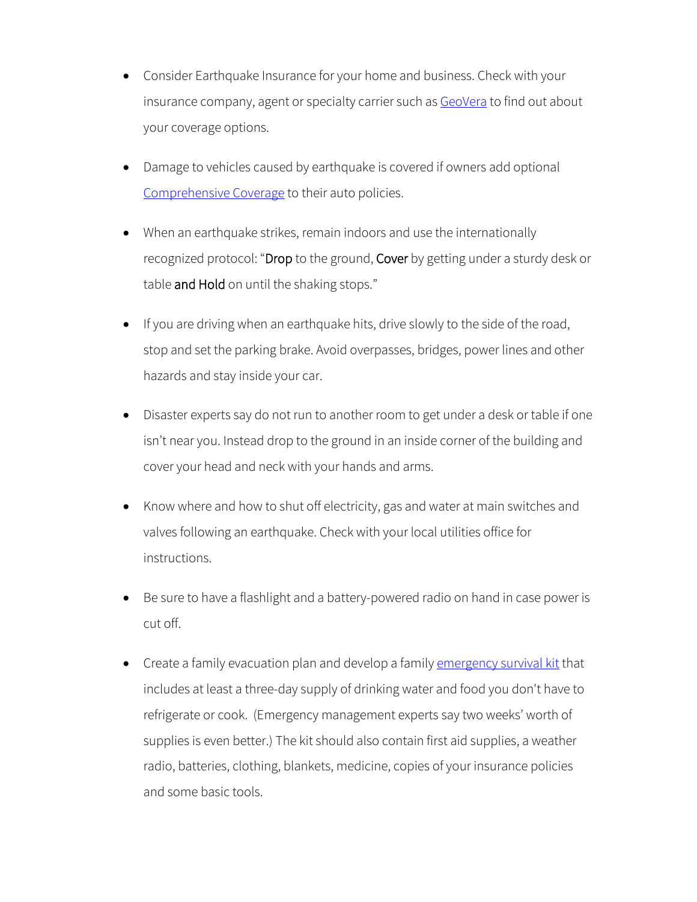- Consider Earthquake Insurance for your home and business. Check with your insurance company, agent or specialty carrier such as GeoVera to find out about your coverage options.

- Damage to vehicles caused by earthquake is covered if owners add optional Comprehensive Coverage to their auto policies.

- When an earthquake strikes, remain indoors and use the internationally recognized protocol: "Drop to the ground, Cover by getting under a sturdy desk or table and Hold on until the shaking stops."

- If you are driving when an earthquake hits, drive slowly to the side of the road, stop and set the parking brake. Avoid overpasses, bridges, power lines and other hazards and stay inside your car.

- Disaster experts say do not run to another room to get under a desk or table if one isn't near you. Instead drop to the ground in an inside corner of the building and cover your head and neck with your hands and arms.

- Know where and how to shut off electricity, gas and water at main switches and valves following an earthquake. Check with your local utilities office for instructions.

- Be sure to have a flashlight and a battery-powered radio on hand in case power is cut off.

- Create a family evacuation plan and develop a family emergency survival kit that includes at least a three-day supply of drinking water and food you don't have to refrigerate or cook. (Emergency management experts say two weeks' worth of supplies is even better.) The kit should also contain first aid supplies, a weather radio, batteries, clothing, blankets, medicine, copies of your insurance policies and some basic tools.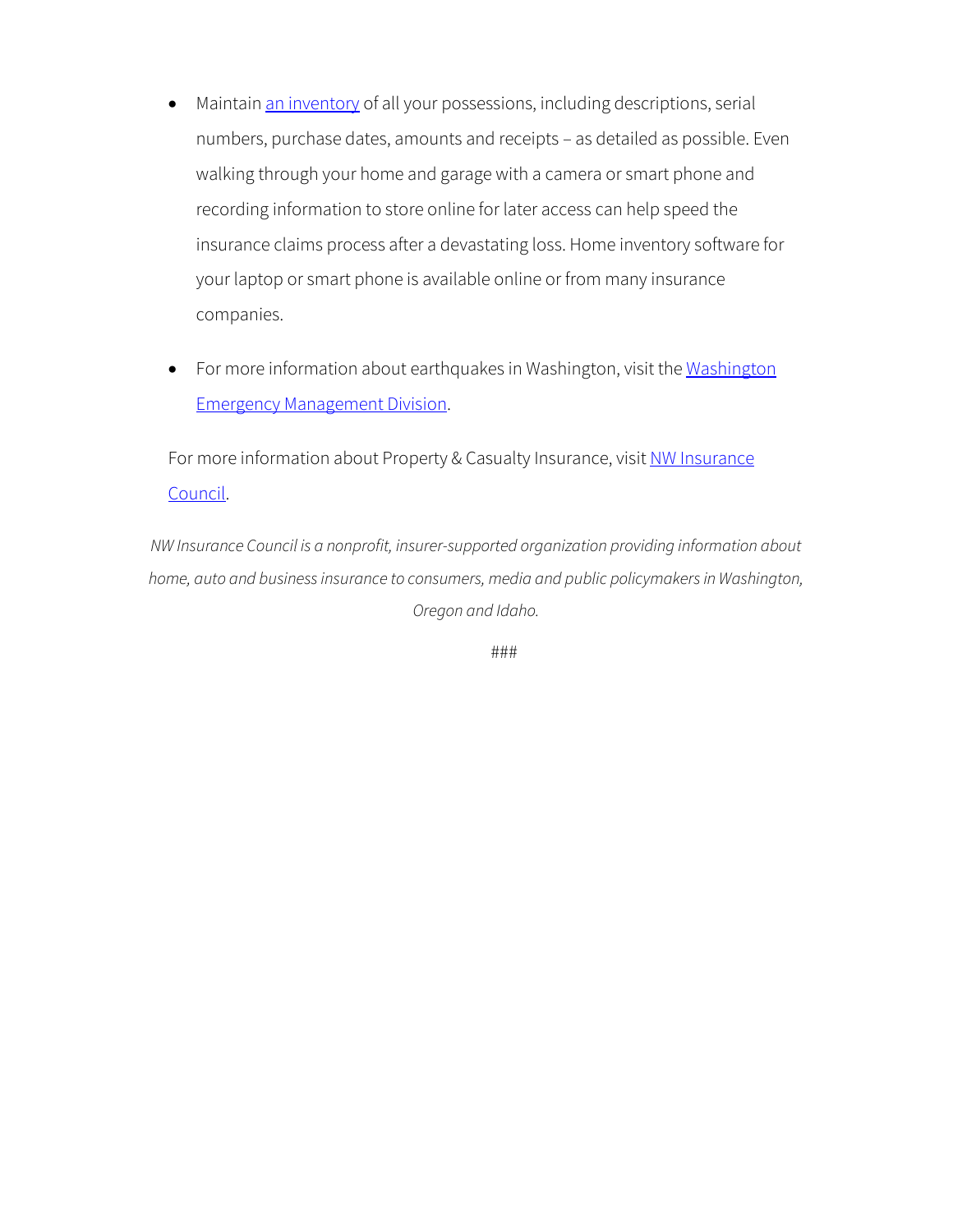- Maintain an inventory of all your possessions, including descriptions, serial numbers, purchase dates, amounts and receipts – as detailed as possible. Even walking through your home and garage with a camera or smart phone and recording information to store online for later access can help speed the insurance claims process after a devastating loss. Home inventory software for your laptop or smart phone is available online or from many insurance companies.

- For more information about earthquakes in Washington, visit the Washington Emergency Management Division.

For more information about Property & Casualty Insurance, visit NW Insurance Council.

*NW Insurance Council is a nonprofit, insurer-supported organization providing information about home, auto and business insurance to consumers, media and public policymakers in Washington, Oregon and Idaho.*

###